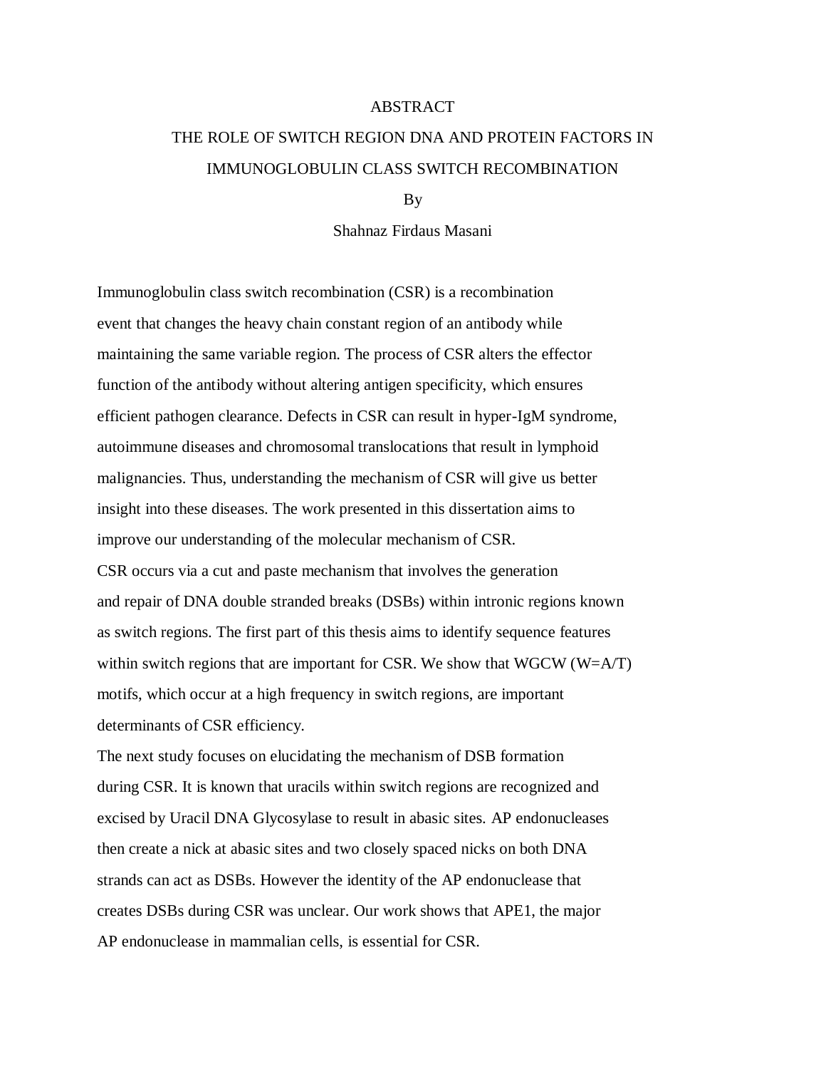# ABSTRACT

## THE ROLE OF SWITCH REGION DNA AND PROTEIN FACTORS IN IMMUNOGLOBULIN CLASS SWITCH RECOMBINATION

By

Shahnaz Firdaus Masani

Immunoglobulin class switch recombination (CSR) is a recombination event that changes the heavy chain constant region of an antibody while maintaining the same variable region. The process of CSR alters the effector function of the antibody without altering antigen specificity, which ensures efficient pathogen clearance. Defects in CSR can result in hyper-IgM syndrome, autoimmune diseases and chromosomal translocations that result in lymphoid malignancies. Thus, understanding the mechanism of CSR will give us better insight into these diseases. The work presented in this dissertation aims to improve our understanding of the molecular mechanism of CSR.

CSR occurs via a cut and paste mechanism that involves the generation and repair of DNA double stranded breaks (DSBs) within intronic regions known as switch regions. The first part of this thesis aims to identify sequence features within switch regions that are important for CSR. We show that WGCW (W=A/T) motifs, which occur at a high frequency in switch regions, are important determinants of CSR efficiency.

The next study focuses on elucidating the mechanism of DSB formation during CSR. It is known that uracils within switch regions are recognized and excised by Uracil DNA Glycosylase to result in abasic sites. AP endonucleases then create a nick at abasic sites and two closely spaced nicks on both DNA strands can act as DSBs. However the identity of the AP endonuclease that creates DSBs during CSR was unclear. Our work shows that APE1, the major AP endonuclease in mammalian cells, is essential for CSR.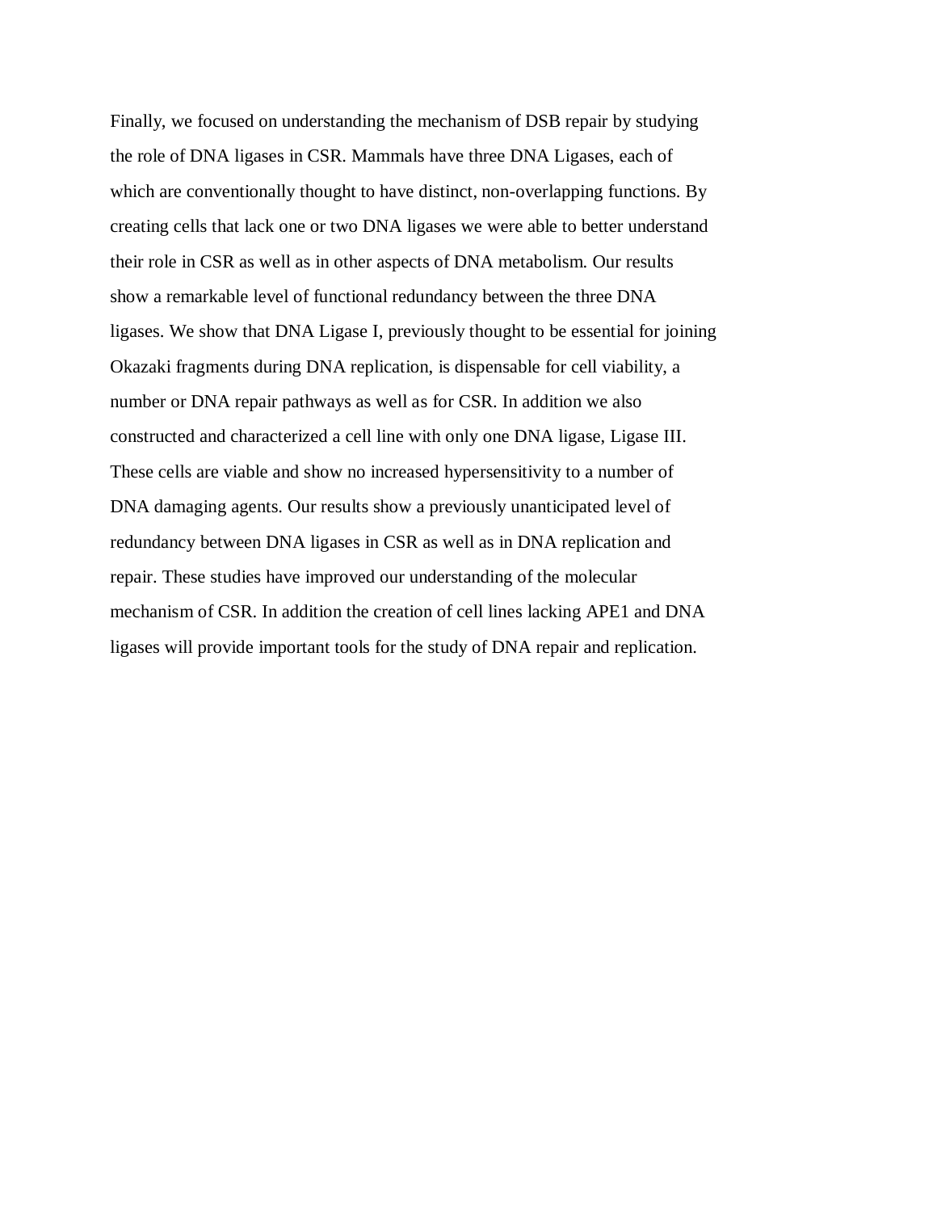Finally, we focused on understanding the mechanism of DSB repair by studying the role of DNA ligases in CSR. Mammals have three DNA Ligases, each of which are conventionally thought to have distinct, non-overlapping functions. By creating cells that lack one or two DNA ligases we were able to better understand their role in CSR as well as in other aspects of DNA metabolism. Our results show a remarkable level of functional redundancy between the three DNA ligases. We show that DNA Ligase I, previously thought to be essential for joining Okazaki fragments during DNA replication, is dispensable for cell viability, a number or DNA repair pathways as well as for CSR. In addition we also constructed and characterized a cell line with only one DNA ligase, Ligase III. These cells are viable and show no increased hypersensitivity to a number of DNA damaging agents. Our results show a previously unanticipated level of redundancy between DNA ligases in CSR as well as in DNA replication and repair. These studies have improved our understanding of the molecular mechanism of CSR. In addition the creation of cell lines lacking APE1 and DNA ligases will provide important tools for the study of DNA repair and replication.